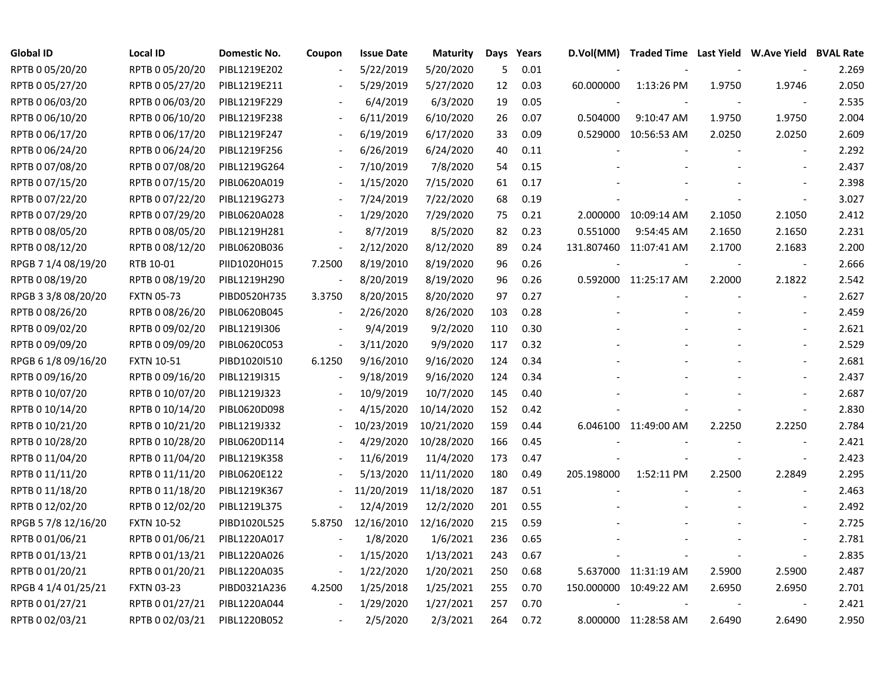| Global ID | Local ID | Domestic No. | Coupon | Issue Date | Maturity | Days | Years | D.Vol(MM) | Traded Time | Last Yield | W.Ave Yield | BVAL Rate |
|---|---|---|---|---|---|---|---|---|---|---|---|---|
| RPTB 0 05/20/20 | RPTB 0 05/20/20 | PIBL1219E202 | - | 5/22/2019 | 5/20/2020 | 5 | 0.01 | - | - | - | - | 2.269 |
| RPTB 0 05/27/20 | RPTB 0 05/27/20 | PIBL1219E211 | - | 5/29/2019 | 5/27/2020 | 12 | 0.03 | 60.000000 | 1:13:26 PM | 1.9750 | 1.9746 | 2.050 |
| RPTB 0 06/03/20 | RPTB 0 06/03/20 | PIBL1219F229 | - | 6/4/2019 | 6/3/2020 | 19 | 0.05 | - | - | - | - | 2.535 |
| RPTB 0 06/10/20 | RPTB 0 06/10/20 | PIBL1219F238 | - | 6/11/2019 | 6/10/2020 | 26 | 0.07 | 0.504000 | 9:10:47 AM | 1.9750 | 1.9750 | 2.004 |
| RPTB 0 06/17/20 | RPTB 0 06/17/20 | PIBL1219F247 | - | 6/19/2019 | 6/17/2020 | 33 | 0.09 | 0.529000 | 10:56:53 AM | 2.0250 | 2.0250 | 2.609 |
| RPTB 0 06/24/20 | RPTB 0 06/24/20 | PIBL1219F256 | - | 6/26/2019 | 6/24/2020 | 40 | 0.11 | - | - | - | - | 2.292 |
| RPTB 0 07/08/20 | RPTB 0 07/08/20 | PIBL1219G264 | - | 7/10/2019 | 7/8/2020 | 54 | 0.15 | - | - | - | - | 2.437 |
| RPTB 0 07/15/20 | RPTB 0 07/15/20 | PIBL0620A019 | - | 1/15/2020 | 7/15/2020 | 61 | 0.17 | - | - | - | - | 2.398 |
| RPTB 0 07/22/20 | RPTB 0 07/22/20 | PIBL1219G273 | - | 7/24/2019 | 7/22/2020 | 68 | 0.19 | - | - | - | - | 3.027 |
| RPTB 0 07/29/20 | RPTB 0 07/29/20 | PIBL0620A028 | - | 1/29/2020 | 7/29/2020 | 75 | 0.21 | 2.000000 | 10:09:14 AM | 2.1050 | 2.1050 | 2.412 |
| RPTB 0 08/05/20 | RPTB 0 08/05/20 | PIBL1219H281 | - | 8/7/2019 | 8/5/2020 | 82 | 0.23 | 0.551000 | 9:54:45 AM | 2.1650 | 2.1650 | 2.231 |
| RPTB 0 08/12/20 | RPTB 0 08/12/20 | PIBL0620B036 | - | 2/12/2020 | 8/12/2020 | 89 | 0.24 | 131.807460 | 11:07:41 AM | 2.1700 | 2.1683 | 2.200 |
| RPGB 7 1/4 08/19/20 | RTB 10-01 | PIID1020H015 | 7.2500 | 8/19/2010 | 8/19/2020 | 96 | 0.26 | - | - | - | - | 2.666 |
| RPTB 0 08/19/20 | RPTB 0 08/19/20 | PIBL1219H290 | - | 8/20/2019 | 8/19/2020 | 96 | 0.26 | 0.592000 | 11:25:17 AM | 2.2000 | 2.1822 | 2.542 |
| RPGB 3 3/8 08/20/20 | FXTN 05-73 | PIBD0520H735 | 3.3750 | 8/20/2015 | 8/20/2020 | 97 | 0.27 | - | - | - | - | 2.627 |
| RPTB 0 08/26/20 | RPTB 0 08/26/20 | PIBL0620B045 | - | 2/26/2020 | 8/26/2020 | 103 | 0.28 | - | - | - | - | 2.459 |
| RPTB 0 09/02/20 | RPTB 0 09/02/20 | PIBL1219I306 | - | 9/4/2019 | 9/2/2020 | 110 | 0.30 | - | - | - | - | 2.621 |
| RPTB 0 09/09/20 | RPTB 0 09/09/20 | PIBL0620C053 | - | 3/11/2020 | 9/9/2020 | 117 | 0.32 | - | - | - | - | 2.529 |
| RPGB 6 1/8 09/16/20 | FXTN 10-51 | PIBD1020I510 | 6.1250 | 9/16/2010 | 9/16/2020 | 124 | 0.34 | - | - | - | - | 2.681 |
| RPTB 0 09/16/20 | RPTB 0 09/16/20 | PIBL1219I315 | - | 9/18/2019 | 9/16/2020 | 124 | 0.34 | - | - | - | - | 2.437 |
| RPTB 0 10/07/20 | RPTB 0 10/07/20 | PIBL1219J323 | - | 10/9/2019 | 10/7/2020 | 145 | 0.40 | - | - | - | - | 2.687 |
| RPTB 0 10/14/20 | RPTB 0 10/14/20 | PIBL0620D098 | - | 4/15/2020 | 10/14/2020 | 152 | 0.42 | - | - | - | - | 2.830 |
| RPTB 0 10/21/20 | RPTB 0 10/21/20 | PIBL1219J332 | - | 10/23/2019 | 10/21/2020 | 159 | 0.44 | 6.046100 | 11:49:00 AM | 2.2250 | 2.2250 | 2.784 |
| RPTB 0 10/28/20 | RPTB 0 10/28/20 | PIBL0620D114 | - | 4/29/2020 | 10/28/2020 | 166 | 0.45 | - | - | - | - | 2.421 |
| RPTB 0 11/04/20 | RPTB 0 11/04/20 | PIBL1219K358 | - | 11/6/2019 | 11/4/2020 | 173 | 0.47 | - | - | - | - | 2.423 |
| RPTB 0 11/11/20 | RPTB 0 11/11/20 | PIBL0620E122 | - | 5/13/2020 | 11/11/2020 | 180 | 0.49 | 205.198000 | 1:52:11 PM | 2.2500 | 2.2849 | 2.295 |
| RPTB 0 11/18/20 | RPTB 0 11/18/20 | PIBL1219K367 | - | 11/20/2019 | 11/18/2020 | 187 | 0.51 | - | - | - | - | 2.463 |
| RPTB 0 12/02/20 | RPTB 0 12/02/20 | PIBL1219L375 | - | 12/4/2019 | 12/2/2020 | 201 | 0.55 | - | - | - | - | 2.492 |
| RPGB 5 7/8 12/16/20 | FXTN 10-52 | PIBD1020L525 | 5.8750 | 12/16/2010 | 12/16/2020 | 215 | 0.59 | - | - | - | - | 2.725 |
| RPTB 0 01/06/21 | RPTB 0 01/06/21 | PIBL1220A017 | - | 1/8/2020 | 1/6/2021 | 236 | 0.65 | - | - | - | - | 2.781 |
| RPTB 0 01/13/21 | RPTB 0 01/13/21 | PIBL1220A026 | - | 1/15/2020 | 1/13/2021 | 243 | 0.67 | - | - | - | - | 2.835 |
| RPTB 0 01/20/21 | RPTB 0 01/20/21 | PIBL1220A035 | - | 1/22/2020 | 1/20/2021 | 250 | 0.68 | 5.637000 | 11:31:19 AM | 2.5900 | 2.5900 | 2.487 |
| RPGB 4 1/4 01/25/21 | FXTN 03-23 | PIBD0321A236 | 4.2500 | 1/25/2018 | 1/25/2021 | 255 | 0.70 | 150.000000 | 10:49:22 AM | 2.6950 | 2.6950 | 2.701 |
| RPTB 0 01/27/21 | RPTB 0 01/27/21 | PIBL1220A044 | - | 1/29/2020 | 1/27/2021 | 257 | 0.70 | - | - | - | - | 2.421 |
| RPTB 0 02/03/21 | RPTB 0 02/03/21 | PIBL1220B052 | - | 2/5/2020 | 2/3/2021 | 264 | 0.72 | 8.000000 | 11:28:58 AM | 2.6490 | 2.6490 | 2.950 |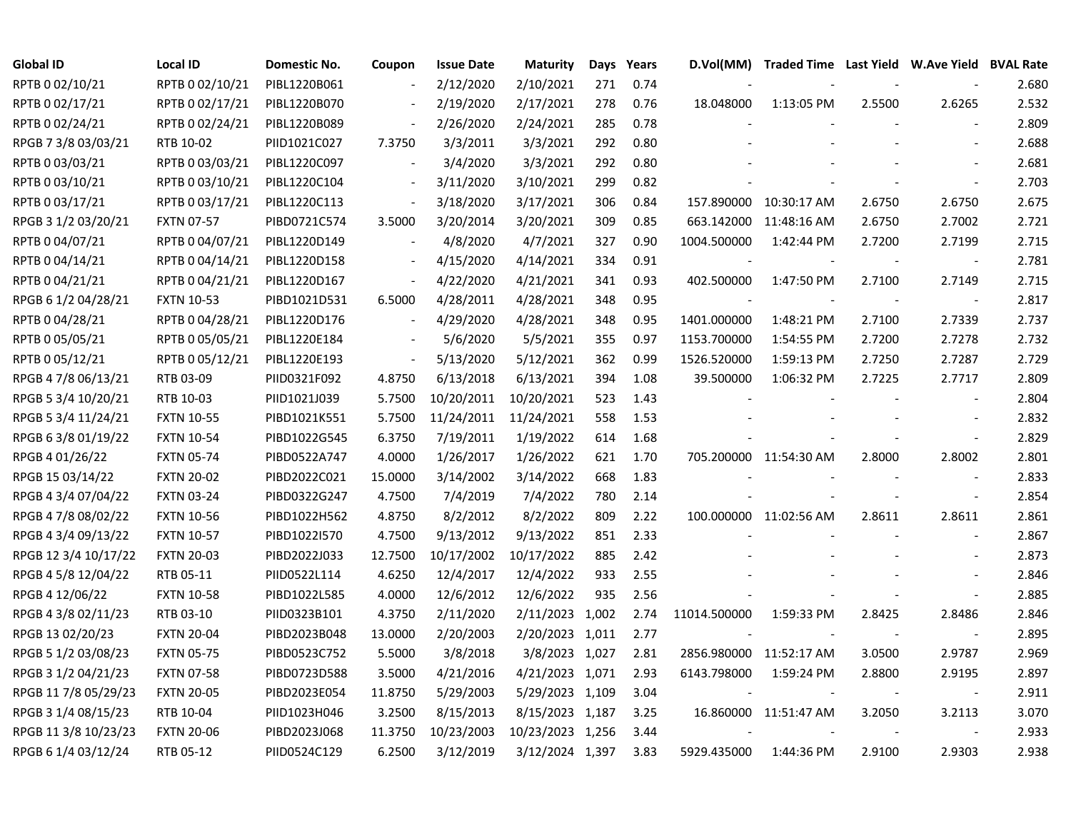| Global ID | Local ID | Domestic No. | Coupon | Issue Date | Maturity | Days | Years | D.Vol(MM) | Traded Time | Last Yield | W.Ave Yield | BVAL Rate |
|---|---|---|---|---|---|---|---|---|---|---|---|---|
| RPTB 0 02/10/21 | RPTB 0 02/10/21 | PIBL1220B061 | - | 2/12/2020 | 2/10/2021 | 271 | 0.74 | - | - | - | - | 2.680 |
| RPTB 0 02/17/21 | RPTB 0 02/17/21 | PIBL1220B070 | - | 2/19/2020 | 2/17/2021 | 278 | 0.76 | 18.048000 | 1:13:05 PM | 2.5500 | 2.6265 | 2.532 |
| RPTB 0 02/24/21 | RPTB 0 02/24/21 | PIBL1220B089 | - | 2/26/2020 | 2/24/2021 | 285 | 0.78 | - | - | - | - | 2.809 |
| RPGB 7 3/8 03/03/21 | RTB 10-02 | PIID1021C027 | 7.3750 | 3/3/2011 | 3/3/2021 | 292 | 0.80 | - | - | - | - | 2.688 |
| RPTB 0 03/03/21 | RPTB 0 03/03/21 | PIBL1220C097 | - | 3/4/2020 | 3/3/2021 | 292 | 0.80 | - | - | - | - | 2.681 |
| RPTB 0 03/10/21 | RPTB 0 03/10/21 | PIBL1220C104 | - | 3/11/2020 | 3/10/2021 | 299 | 0.82 | - | - | - | - | 2.703 |
| RPTB 0 03/17/21 | RPTB 0 03/17/21 | PIBL1220C113 | - | 3/18/2020 | 3/17/2021 | 306 | 0.84 | 157.890000 | 10:30:17 AM | 2.6750 | 2.6750 | 2.675 |
| RPGB 3 1/2 03/20/21 | FXTN 07-57 | PIBD0721C574 | 3.5000 | 3/20/2014 | 3/20/2021 | 309 | 0.85 | 663.142000 | 11:48:16 AM | 2.6750 | 2.7002 | 2.721 |
| RPTB 0 04/07/21 | RPTB 0 04/07/21 | PIBL1220D149 | - | 4/8/2020 | 4/7/2021 | 327 | 0.90 | 1004.500000 | 1:42:44 PM | 2.7200 | 2.7199 | 2.715 |
| RPTB 0 04/14/21 | RPTB 0 04/14/21 | PIBL1220D158 | - | 4/15/2020 | 4/14/2021 | 334 | 0.91 | - | - | - | - | 2.781 |
| RPTB 0 04/21/21 | RPTB 0 04/21/21 | PIBL1220D167 | - | 4/22/2020 | 4/21/2021 | 341 | 0.93 | 402.500000 | 1:47:50 PM | 2.7100 | 2.7149 | 2.715 |
| RPGB 6 1/2 04/28/21 | FXTN 10-53 | PIBD1021D531 | 6.5000 | 4/28/2011 | 4/28/2021 | 348 | 0.95 | - | - | - | - | 2.817 |
| RPTB 0 04/28/21 | RPTB 0 04/28/21 | PIBL1220D176 | - | 4/29/2020 | 4/28/2021 | 348 | 0.95 | 1401.000000 | 1:48:21 PM | 2.7100 | 2.7339 | 2.737 |
| RPTB 0 05/05/21 | RPTB 0 05/05/21 | PIBL1220E184 | - | 5/6/2020 | 5/5/2021 | 355 | 0.97 | 1153.700000 | 1:54:55 PM | 2.7200 | 2.7278 | 2.732 |
| RPTB 0 05/12/21 | RPTB 0 05/12/21 | PIBL1220E193 | - | 5/13/2020 | 5/12/2021 | 362 | 0.99 | 1526.520000 | 1:59:13 PM | 2.7250 | 2.7287 | 2.729 |
| RPGB 4 7/8 06/13/21 | RTB 03-09 | PIID0321F092 | 4.8750 | 6/13/2018 | 6/13/2021 | 394 | 1.08 | 39.500000 | 1:06:32 PM | 2.7225 | 2.7717 | 2.809 |
| RPGB 5 3/4 10/20/21 | RTB 10-03 | PIID1021J039 | 5.7500 | 10/20/2011 | 10/20/2021 | 523 | 1.43 | - | - | - | - | 2.804 |
| RPGB 5 3/4 11/24/21 | FXTN 10-55 | PIBD1021K551 | 5.7500 | 11/24/2011 | 11/24/2021 | 558 | 1.53 | - | - | - | - | 2.832 |
| RPGB 6 3/8 01/19/22 | FXTN 10-54 | PIBD1022G545 | 6.3750 | 7/19/2011 | 1/19/2022 | 614 | 1.68 | - | - | - | - | 2.829 |
| RPGB 4 01/26/22 | FXTN 05-74 | PIBD0522A747 | 4.0000 | 1/26/2017 | 1/26/2022 | 621 | 1.70 | 705.200000 | 11:54:30 AM | 2.8000 | 2.8002 | 2.801 |
| RPGB 15 03/14/22 | FXTN 20-02 | PIBD2022C021 | 15.0000 | 3/14/2002 | 3/14/2022 | 668 | 1.83 | - | - | - | - | 2.833 |
| RPGB 4 3/4 07/04/22 | FXTN 03-24 | PIBD0322G247 | 4.7500 | 7/4/2019 | 7/4/2022 | 780 | 2.14 | - | - | - | - | 2.854 |
| RPGB 4 7/8 08/02/22 | FXTN 10-56 | PIBD1022H562 | 4.8750 | 8/2/2012 | 8/2/2022 | 809 | 2.22 | 100.000000 | 11:02:56 AM | 2.8611 | 2.8611 | 2.861 |
| RPGB 4 3/4 09/13/22 | FXTN 10-57 | PIBD1022I570 | 4.7500 | 9/13/2012 | 9/13/2022 | 851 | 2.33 | - | - | - | - | 2.867 |
| RPGB 12 3/4 10/17/22 | FXTN 20-03 | PIBD2022J033 | 12.7500 | 10/17/2002 | 10/17/2022 | 885 | 2.42 | - | - | - | - | 2.873 |
| RPGB 4 5/8 12/04/22 | RTB 05-11 | PIID0522L114 | 4.6250 | 12/4/2017 | 12/4/2022 | 933 | 2.55 | - | - | - | - | 2.846 |
| RPGB 4 12/06/22 | FXTN 10-58 | PIBD1022L585 | 4.0000 | 12/6/2012 | 12/6/2022 | 935 | 2.56 | - | - | - | - | 2.885 |
| RPGB 4 3/8 02/11/23 | RTB 03-10 | PIID0323B101 | 4.3750 | 2/11/2020 | 2/11/2023 | 1,002 | 2.74 | 11014.500000 | 1:59:33 PM | 2.8425 | 2.8486 | 2.846 |
| RPGB 13 02/20/23 | FXTN 20-04 | PIBD2023B048 | 13.0000 | 2/20/2003 | 2/20/2023 | 1,011 | 2.77 | - | - | - | - | 2.895 |
| RPGB 5 1/2 03/08/23 | FXTN 05-75 | PIBD0523C752 | 5.5000 | 3/8/2018 | 3/8/2023 | 1,027 | 2.81 | 2856.980000 | 11:52:17 AM | 3.0500 | 2.9787 | 2.969 |
| RPGB 3 1/2 04/21/23 | FXTN 07-58 | PIBD0723D588 | 3.5000 | 4/21/2016 | 4/21/2023 | 1,071 | 2.93 | 6143.798000 | 1:59:24 PM | 2.8800 | 2.9195 | 2.897 |
| RPGB 11 7/8 05/29/23 | FXTN 20-05 | PIBD2023E054 | 11.8750 | 5/29/2003 | 5/29/2023 | 1,109 | 3.04 | - | - | - | - | 2.911 |
| RPGB 3 1/4 08/15/23 | RTB 10-04 | PIID1023H046 | 3.2500 | 8/15/2013 | 8/15/2023 | 1,187 | 3.25 | 16.860000 | 11:51:47 AM | 3.2050 | 3.2113 | 3.070 |
| RPGB 11 3/8 10/23/23 | FXTN 20-06 | PIBD2023J068 | 11.3750 | 10/23/2003 | 10/23/2023 | 1,256 | 3.44 | - | - | - | - | 2.933 |
| RPGB 6 1/4 03/12/24 | RTB 05-12 | PIID0524C129 | 6.2500 | 3/12/2019 | 3/12/2024 | 1,397 | 3.83 | 5929.435000 | 1:44:36 PM | 2.9100 | 2.9303 | 2.938 |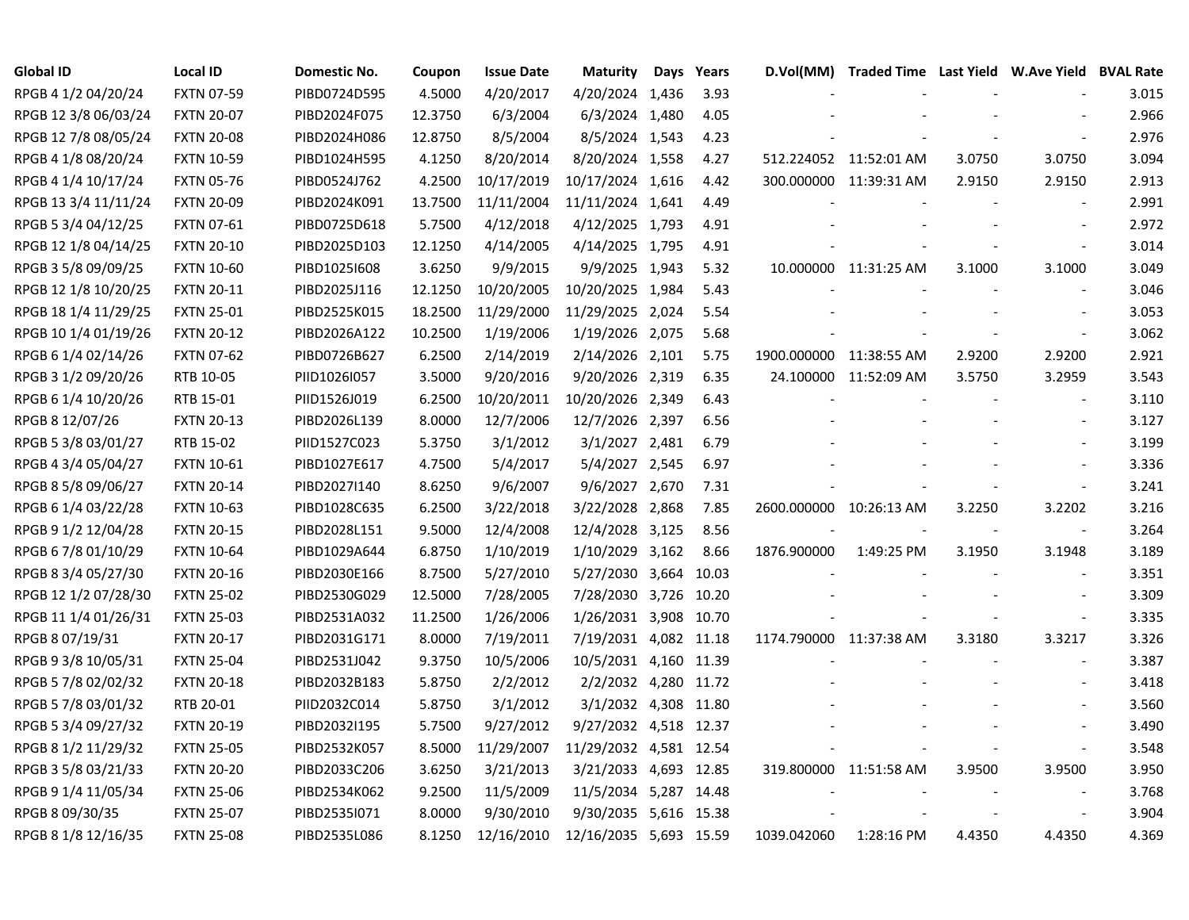| Global ID | Local ID | Domestic No. | Coupon | Issue Date | Maturity | Days | Years | D.Vol(MM) | Traded Time | Last Yield | W.Ave Yield | BVAL Rate |
|---|---|---|---|---|---|---|---|---|---|---|---|---|
| RPGB 4 1/2 04/20/24 | FXTN 07-59 | PIBD0724D595 | 4.5000 | 4/20/2017 | 4/20/2024 | 1,436 | 3.93 | - | - | - | - | 3.015 |
| RPGB 12 3/8 06/03/24 | FXTN 20-07 | PIBD2024F075 | 12.3750 | 6/3/2004 | 6/3/2024 | 1,480 | 4.05 | - | - | - | - | 2.966 |
| RPGB 12 7/8 08/05/24 | FXTN 20-08 | PIBD2024H086 | 12.8750 | 8/5/2004 | 8/5/2024 | 1,543 | 4.23 | - | - | - | - | 2.976 |
| RPGB 4 1/8 08/20/24 | FXTN 10-59 | PIBD1024H595 | 4.1250 | 8/20/2014 | 8/20/2024 | 1,558 | 4.27 | 512.224052 | 11:52:01 AM | 3.0750 | 3.0750 | 3.094 |
| RPGB 4 1/4 10/17/24 | FXTN 05-76 | PIBD0524J762 | 4.2500 | 10/17/2019 | 10/17/2024 | 1,616 | 4.42 | 300.000000 | 11:39:31 AM | 2.9150 | 2.9150 | 2.913 |
| RPGB 13 3/4 11/11/24 | FXTN 20-09 | PIBD2024K091 | 13.7500 | 11/11/2004 | 11/11/2024 | 1,641 | 4.49 | - | - | - | - | 2.991 |
| RPGB 5 3/4 04/12/25 | FXTN 07-61 | PIBD0725D618 | 5.7500 | 4/12/2018 | 4/12/2025 | 1,793 | 4.91 | - | - | - | - | 2.972 |
| RPGB 12 1/8 04/14/25 | FXTN 20-10 | PIBD2025D103 | 12.1250 | 4/14/2005 | 4/14/2025 | 1,795 | 4.91 | - | - | - | - | 3.014 |
| RPGB 3 5/8 09/09/25 | FXTN 10-60 | PIBD1025I608 | 3.6250 | 9/9/2015 | 9/9/2025 | 1,943 | 5.32 | 10.000000 | 11:31:25 AM | 3.1000 | 3.1000 | 3.049 |
| RPGB 12 1/8 10/20/25 | FXTN 20-11 | PIBD2025J116 | 12.1250 | 10/20/2005 | 10/20/2025 | 1,984 | 5.43 | - | - | - | - | 3.046 |
| RPGB 18 1/4 11/29/25 | FXTN 25-01 | PIBD2525K015 | 18.2500 | 11/29/2000 | 11/29/2025 | 2,024 | 5.54 | - | - | - | - | 3.053 |
| RPGB 10 1/4 01/19/26 | FXTN 20-12 | PIBD2026A122 | 10.2500 | 1/19/2006 | 1/19/2026 | 2,075 | 5.68 | - | - | - | - | 3.062 |
| RPGB 6 1/4 02/14/26 | FXTN 07-62 | PIBD0726B627 | 6.2500 | 2/14/2019 | 2/14/2026 | 2,101 | 5.75 | 1900.000000 | 11:38:55 AM | 2.9200 | 2.9200 | 2.921 |
| RPGB 3 1/2 09/20/26 | RTB 10-05 | PIID1026I057 | 3.5000 | 9/20/2016 | 9/20/2026 | 2,319 | 6.35 | 24.100000 | 11:52:09 AM | 3.5750 | 3.2959 | 3.543 |
| RPGB 6 1/4 10/20/26 | RTB 15-01 | PIID1526J019 | 6.2500 | 10/20/2011 | 10/20/2026 | 2,349 | 6.43 | - | - | - | - | 3.110 |
| RPGB 8 12/07/26 | FXTN 20-13 | PIBD2026L139 | 8.0000 | 12/7/2006 | 12/7/2026 | 2,397 | 6.56 | - | - | - | - | 3.127 |
| RPGB 5 3/8 03/01/27 | RTB 15-02 | PIID1527C023 | 5.3750 | 3/1/2012 | 3/1/2027 | 2,481 | 6.79 | - | - | - | - | 3.199 |
| RPGB 4 3/4 05/04/27 | FXTN 10-61 | PIBD1027E617 | 4.7500 | 5/4/2017 | 5/4/2027 | 2,545 | 6.97 | - | - | - | - | 3.336 |
| RPGB 8 5/8 09/06/27 | FXTN 20-14 | PIBD2027I140 | 8.6250 | 9/6/2007 | 9/6/2027 | 2,670 | 7.31 | - | - | - | - | 3.241 |
| RPGB 6 1/4 03/22/28 | FXTN 10-63 | PIBD1028C635 | 6.2500 | 3/22/2018 | 3/22/2028 | 2,868 | 7.85 | 2600.000000 | 10:26:13 AM | 3.2250 | 3.2202 | 3.216 |
| RPGB 9 1/2 12/04/28 | FXTN 20-15 | PIBD2028L151 | 9.5000 | 12/4/2008 | 12/4/2028 | 3,125 | 8.56 | - | - | - | - | 3.264 |
| RPGB 6 7/8 01/10/29 | FXTN 10-64 | PIBD1029A644 | 6.8750 | 1/10/2019 | 1/10/2029 | 3,162 | 8.66 | 1876.900000 | 1:49:25 PM | 3.1950 | 3.1948 | 3.189 |
| RPGB 8 3/4 05/27/30 | FXTN 20-16 | PIBD2030E166 | 8.7500 | 5/27/2010 | 5/27/2030 | 3,664 | 10.03 | - | - | - | - | 3.351 |
| RPGB 12 1/2 07/28/30 | FXTN 25-02 | PIBD2530G029 | 12.5000 | 7/28/2005 | 7/28/2030 | 3,726 | 10.20 | - | - | - | - | 3.309 |
| RPGB 11 1/4 01/26/31 | FXTN 25-03 | PIBD2531A032 | 11.2500 | 1/26/2006 | 1/26/2031 | 3,908 | 10.70 | - | - | - | - | 3.335 |
| RPGB 8 07/19/31 | FXTN 20-17 | PIBD2031G171 | 8.0000 | 7/19/2011 | 7/19/2031 | 4,082 | 11.18 | 1174.790000 | 11:37:38 AM | 3.3180 | 3.3217 | 3.326 |
| RPGB 9 3/8 10/05/31 | FXTN 25-04 | PIBD2531J042 | 9.3750 | 10/5/2006 | 10/5/2031 | 4,160 | 11.39 | - | - | - | - | 3.387 |
| RPGB 5 7/8 02/02/32 | FXTN 20-18 | PIBD2032B183 | 5.8750 | 2/2/2012 | 2/2/2032 | 4,280 | 11.72 | - | - | - | - | 3.418 |
| RPGB 5 7/8 03/01/32 | RTB 20-01 | PIID2032C014 | 5.8750 | 3/1/2012 | 3/1/2032 | 4,308 | 11.80 | - | - | - | - | 3.560 |
| RPGB 5 3/4 09/27/32 | FXTN 20-19 | PIBD2032I195 | 5.7500 | 9/27/2012 | 9/27/2032 | 4,518 | 12.37 | - | - | - | - | 3.490 |
| RPGB 8 1/2 11/29/32 | FXTN 25-05 | PIBD2532K057 | 8.5000 | 11/29/2007 | 11/29/2032 | 4,581 | 12.54 | - | - | - | - | 3.548 |
| RPGB 3 5/8 03/21/33 | FXTN 20-20 | PIBD2033C206 | 3.6250 | 3/21/2013 | 3/21/2033 | 4,693 | 12.85 | 319.800000 | 11:51:58 AM | 3.9500 | 3.9500 | 3.950 |
| RPGB 9 1/4 11/05/34 | FXTN 25-06 | PIBD2534K062 | 9.2500 | 11/5/2009 | 11/5/2034 | 5,287 | 14.48 | - | - | - | - | 3.768 |
| RPGB 8 09/30/35 | FXTN 25-07 | PIBD2535I071 | 8.0000 | 9/30/2010 | 9/30/2035 | 5,616 | 15.38 | - | - | - | - | 3.904 |
| RPGB 8 1/8 12/16/35 | FXTN 25-08 | PIBD2535L086 | 8.1250 | 12/16/2010 | 12/16/2035 | 5,693 | 15.59 | 1039.042060 | 1:28:16 PM | 4.4350 | 4.4350 | 4.369 |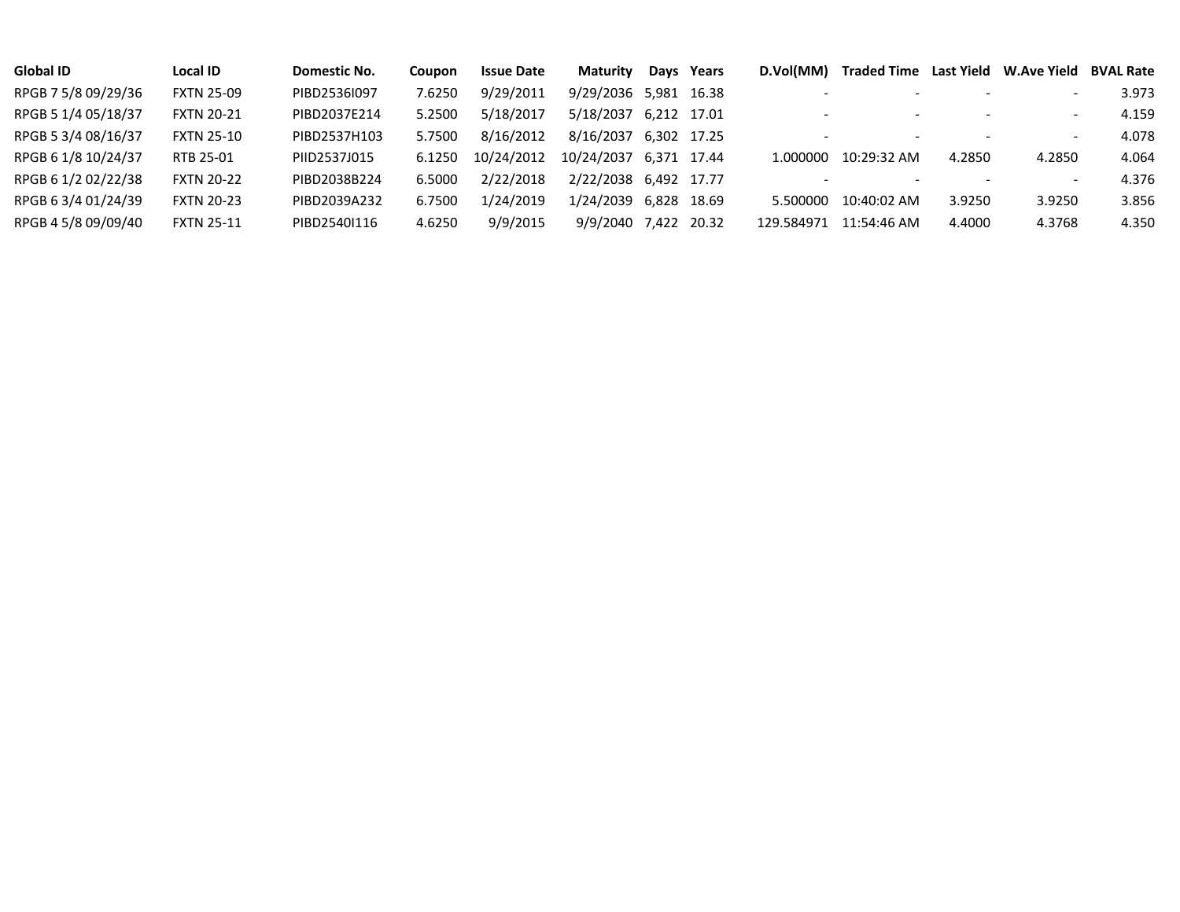| Global ID | Local ID | Domestic No. | Coupon | Issue Date | Maturity | Days | Years | D.Vol(MM) | Traded Time | Last Yield | W.Ave Yield | BVAL Rate |
|---|---|---|---|---|---|---|---|---|---|---|---|---|
| RPGB 7 5/8 09/29/36 | FXTN 25-09 | PIBD2536I097 | 7.6250 | 9/29/2011 | 9/29/2036 | 5,981 | 16.38 | - | - | - | - | 3.973 |
| RPGB 5 1/4 05/18/37 | FXTN 20-21 | PIBD2037E214 | 5.2500 | 5/18/2017 | 5/18/2037 | 6,212 | 17.01 | - | - | - | - | 4.159 |
| RPGB 5 3/4 08/16/37 | FXTN 25-10 | PIBD2537H103 | 5.7500 | 8/16/2012 | 8/16/2037 | 6,302 | 17.25 | - | - | - | - | 4.078 |
| RPGB 6 1/8 10/24/37 | RTB 25-01 | PIID2537J015 | 6.1250 | 10/24/2012 | 10/24/2037 | 6,371 | 17.44 | 1.000000 | 10:29:32 AM | 4.2850 | 4.2850 | 4.064 |
| RPGB 6 1/2 02/22/38 | FXTN 20-22 | PIBD2038B224 | 6.5000 | 2/22/2018 | 2/22/2038 | 6,492 | 17.77 | - | - | - | - | 4.376 |
| RPGB 6 3/4 01/24/39 | FXTN 20-23 | PIBD2039A232 | 6.7500 | 1/24/2019 | 1/24/2039 | 6,828 | 18.69 | 5.500000 | 10:40:02 AM | 3.9250 | 3.9250 | 3.856 |
| RPGB 4 5/8 09/09/40 | FXTN 25-11 | PIBD2540I116 | 4.6250 | 9/9/2015 | 9/9/2040 | 7,422 | 20.32 | 129.584971 | 11:54:46 AM | 4.4000 | 4.3768 | 4.350 |